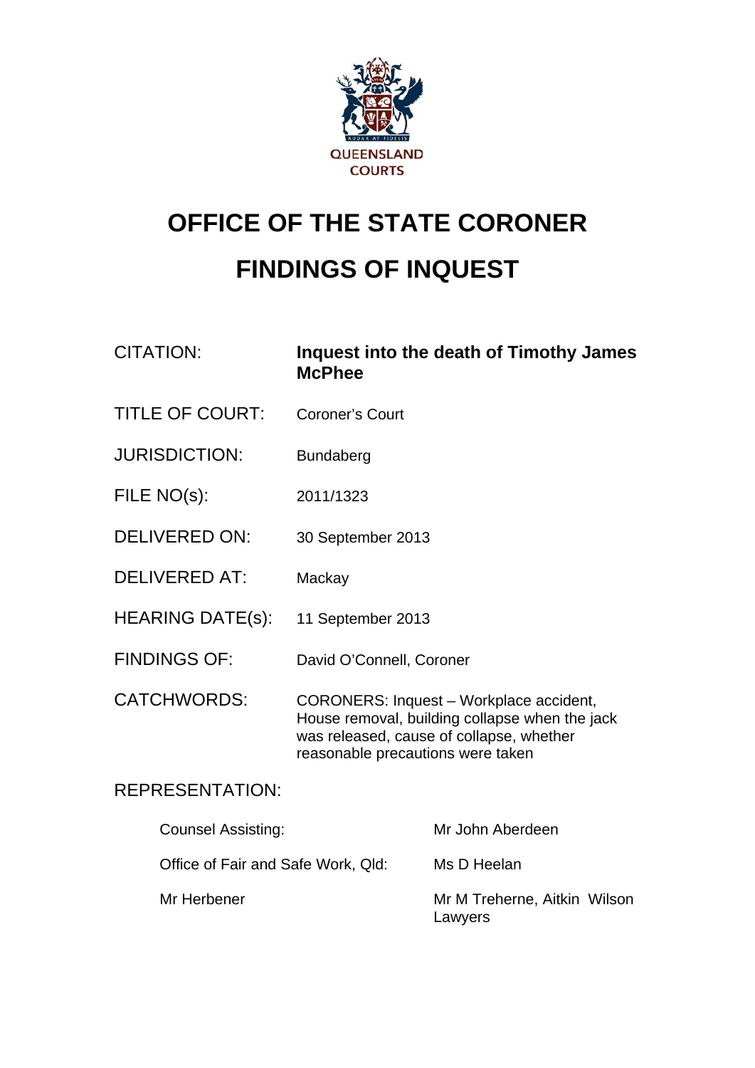QUEENSLAND COURTS

# OFFICE OF THE STATE CORONER

# FINDINGS OF INQUEST

| | |
|---|---|
| CITATION: | **Inquest into the death of Timothy James McPhee** |
| TITLE OF COURT: | Coroner's Court |
| JURISDICTION: | Bundaberg |
| FILE NO(s): | 2011/1323 |
| DELIVERED ON: | 30 September 2013 |
| DELIVERED AT: | Mackay |
| HEARING DATE(s): | 11 September 2013 |
| FINDINGS OF: | David O'Connell, Coroner |
| CATCHWORDS: | CORONERS: Inquest – Workplace accident, House removal, building collapse when the jack was released, cause of collapse, whether reasonable precautions were taken |

REPRESENTATION:

| | |
|---|---|
| Counsel Assisting: | Mr John Aberdeen |
| Office of Fair and Safe Work, Qld: | Ms D Heelan |
| Mr Herbener | Mr M Treherne, Aitkin Wilson Lawyers |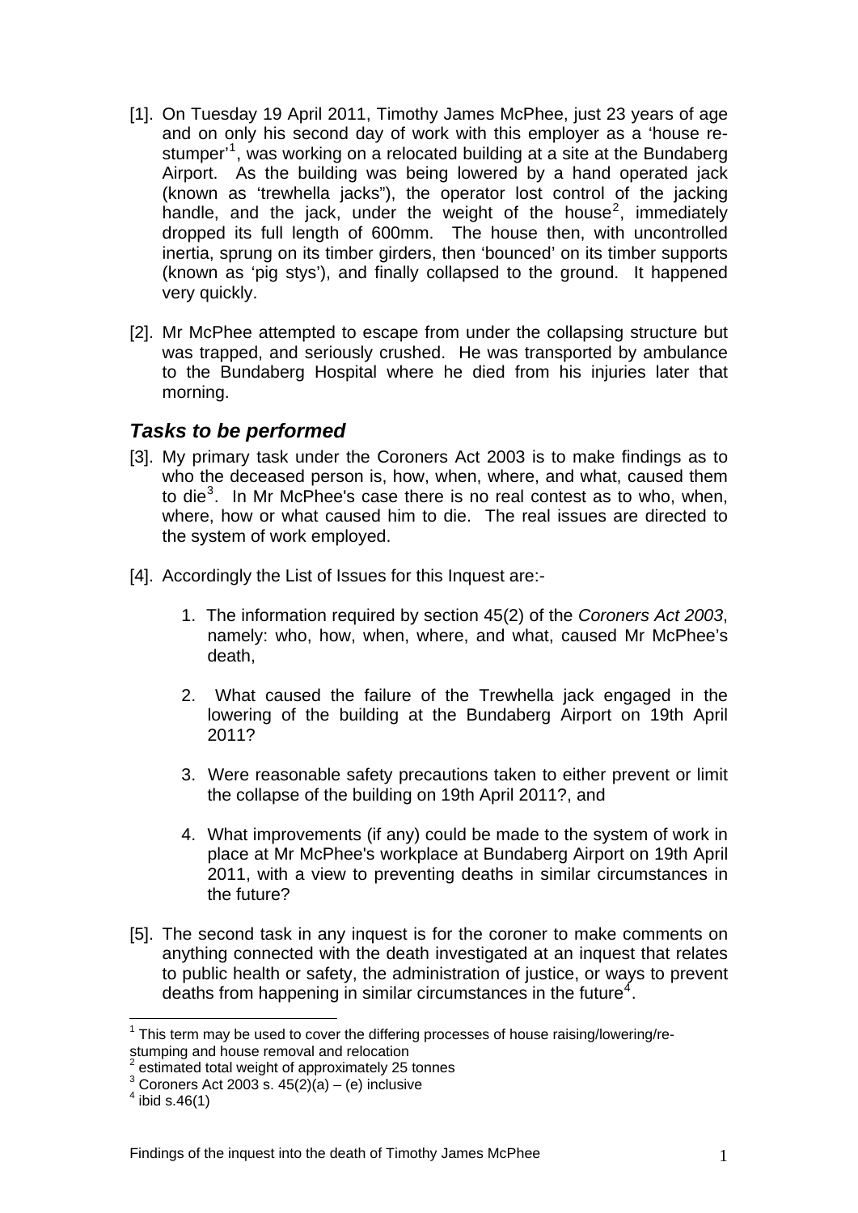[1]. On Tuesday 19 April 2011, Timothy James McPhee, just 23 years of age and on only his second day of work with this employer as a 'house re-stumper'[1], was working on a relocated building at a site at the Bundaberg Airport. As the building was being lowered by a hand operated jack (known as 'trewhella jacks"), the operator lost control of the jacking handle, and the jack, under the weight of the house[2], immediately dropped its full length of 600mm. The house then, with uncontrolled inertia, sprung on its timber girders, then 'bounced' on its timber supports (known as 'pig stys'), and finally collapsed to the ground. It happened very quickly.

[2]. Mr McPhee attempted to escape from under the collapsing structure but was trapped, and seriously crushed. He was transported by ambulance to the Bundaberg Hospital where he died from his injuries later that morning.

## *Tasks to be performed*

[3]. My primary task under the Coroners Act 2003 is to make findings as to who the deceased person is, how, when, where, and what, caused them to die[3]. In Mr McPhee's case there is no real contest as to who, when, where, how or what caused him to die. The real issues are directed to the system of work employed.

[4]. Accordingly the List of Issues for this Inquest are:-

1. The information required by section 45(2) of the *Coroners Act 2003*, namely: who, how, when, where, and what, caused Mr McPhee's death,

2. What caused the failure of the Trewhella jack engaged in the lowering of the building at the Bundaberg Airport on 19th April 2011?

3. Were reasonable safety precautions taken to either prevent or limit the collapse of the building on 19th April 2011?, and

4. What improvements (if any) could be made to the system of work in place at Mr McPhee's workplace at Bundaberg Airport on 19th April 2011, with a view to preventing deaths in similar circumstances in the future?

[5]. The second task in any inquest is for the coroner to make comments on anything connected with the death investigated at an inquest that relates to public health or safety, the administration of justice, or ways to prevent deaths from happening in similar circumstances in the future[4].

---

[1] This term may be used to cover the differing processes of house raising/lowering/re-stumping and house removal and relocation

[2] estimated total weight of approximately 25 tonnes

[3] Coroners Act 2003 s. 45(2)(a) – (e) inclusive

[4] ibid s.46(1)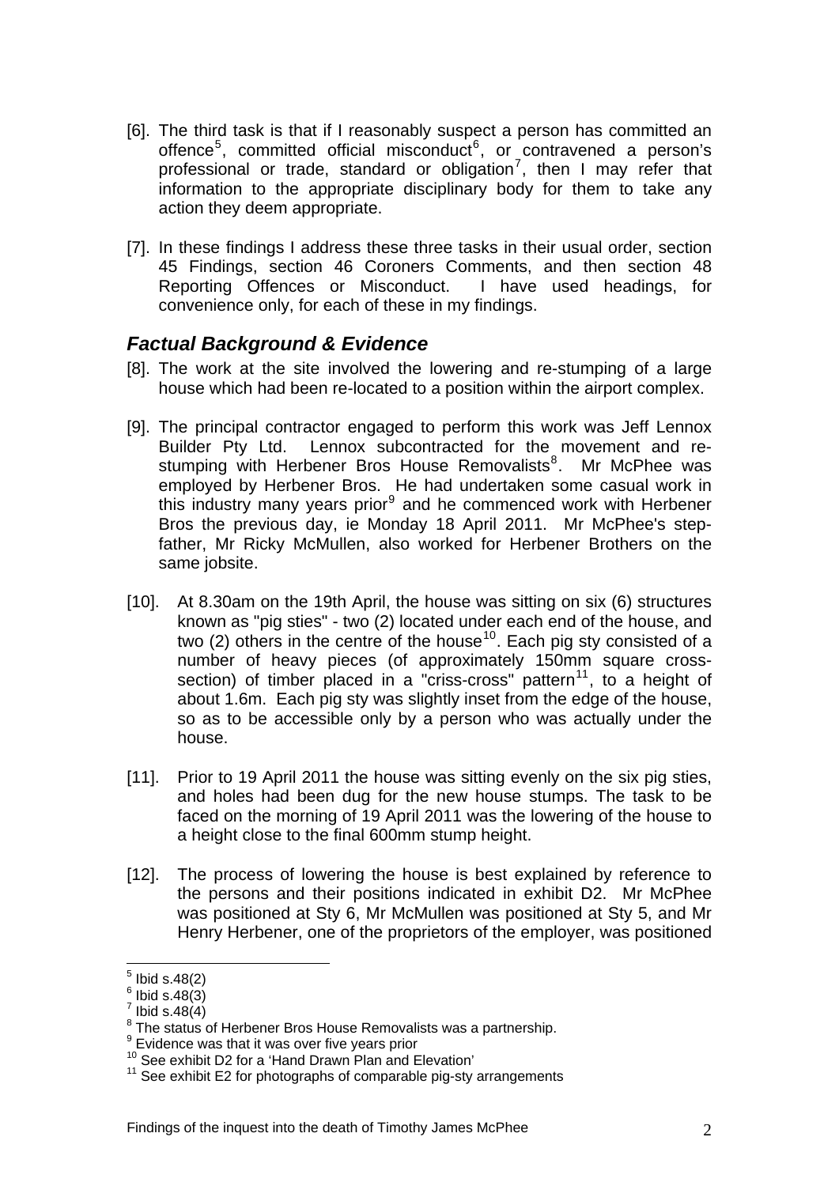[6]. The third task is that if I reasonably suspect a person has committed an offence[5], committed official misconduct[6], or contravened a person's professional or trade, standard or obligation[7], then I may refer that information to the appropriate disciplinary body for them to take any action they deem appropriate.

[7]. In these findings I address these three tasks in their usual order, section 45 Findings, section 46 Coroners Comments, and then section 48 Reporting Offences or Misconduct. I have used headings, for convenience only, for each of these in my findings.

## *Factual Background & Evidence*

[8]. The work at the site involved the lowering and re-stumping of a large house which had been re-located to a position within the airport complex.

[9]. The principal contractor engaged to perform this work was Jeff Lennox Builder Pty Ltd. Lennox subcontracted for the movement and re-stumping with Herbener Bros House Removalists[8]. Mr McPhee was employed by Herbener Bros. He had undertaken some casual work in this industry many years prior[9] and he commenced work with Herbener Bros the previous day, ie Monday 18 April 2011. Mr McPhee's step-father, Mr Ricky McMullen, also worked for Herbener Brothers on the same jobsite.

[10]. At 8.30am on the 19th April, the house was sitting on six (6) structures known as "pig sties" - two (2) located under each end of the house, and two (2) others in the centre of the house[10]. Each pig sty consisted of a number of heavy pieces (of approximately 150mm square cross-section) of timber placed in a "criss-cross" pattern[11], to a height of about 1.6m. Each pig sty was slightly inset from the edge of the house, so as to be accessible only by a person who was actually under the house.

[11]. Prior to 19 April 2011 the house was sitting evenly on the six pig sties, and holes had been dug for the new house stumps. The task to be faced on the morning of 19 April 2011 was the lowering of the house to a height close to the final 600mm stump height.

[12]. The process of lowering the house is best explained by reference to the persons and their positions indicated in exhibit D2. Mr McPhee was positioned at Sty 6, Mr McMullen was positioned at Sty 5, and Mr Henry Herbener, one of the proprietors of the employer, was positioned

---

[5] Ibid s.48(2)
[6] Ibid s.48(3)
[7] Ibid s.48(4)
[8] The status of Herbener Bros House Removalists was a partnership.
[9] Evidence was that it was over five years prior
[10] See exhibit D2 for a 'Hand Drawn Plan and Elevation'
[11] See exhibit E2 for photographs of comparable pig-sty arrangements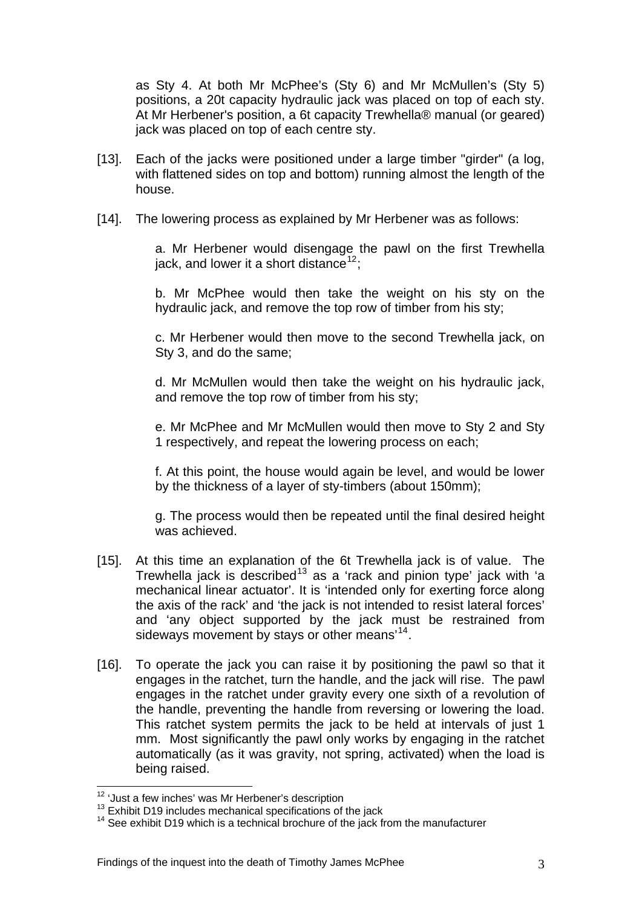as Sty 4. At both Mr McPhee's (Sty 6) and Mr McMullen's (Sty 5) positions, a 20t capacity hydraulic jack was placed on top of each sty. At Mr Herbener's position, a 6t capacity Trewhella® manual (or geared) jack was placed on top of each centre sty.

[13]. Each of the jacks were positioned under a large timber "girder" (a log, with flattened sides on top and bottom) running almost the length of the house.

[14]. The lowering process as explained by Mr Herbener was as follows:

> a. Mr Herbener would disengage the pawl on the first Trewhella jack, and lower it a short distance[12];
>
> b. Mr McPhee would then take the weight on his sty on the hydraulic jack, and remove the top row of timber from his sty;
>
> c. Mr Herbener would then move to the second Trewhella jack, on Sty 3, and do the same;
>
> d. Mr McMullen would then take the weight on his hydraulic jack, and remove the top row of timber from his sty;
>
> e. Mr McPhee and Mr McMullen would then move to Sty 2 and Sty 1 respectively, and repeat the lowering process on each;
>
> f. At this point, the house would again be level, and would be lower by the thickness of a layer of sty-timbers (about 150mm);
>
> g. The process would then be repeated until the final desired height was achieved.

[15]. At this time an explanation of the 6t Trewhella jack is of value. The Trewhella jack is described[13] as a 'rack and pinion type' jack with 'a mechanical linear actuator'. It is 'intended only for exerting force along the axis of the rack' and 'the jack is not intended to resist lateral forces' and 'any object supported by the jack must be restrained from sideways movement by stays or other means'[14].

[16]. To operate the jack you can raise it by positioning the pawl so that it engages in the ratchet, turn the handle, and the jack will rise. The pawl engages in the ratchet under gravity every one sixth of a revolution of the handle, preventing the handle from reversing or lowering the load. This ratchet system permits the jack to be held at intervals of just 1 mm. Most significantly the pawl only works by engaging in the ratchet automatically (as it was gravity, not spring, activated) when the load is being raised.

---

[12] 'Just a few inches' was Mr Herbener's description

[13] Exhibit D19 includes mechanical specifications of the jack

[14] See exhibit D19 which is a technical brochure of the jack from the manufacturer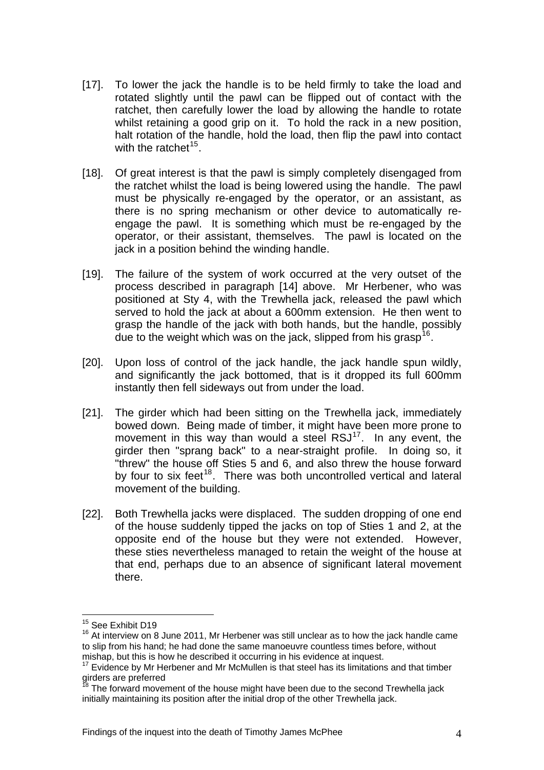[17]. To lower the jack the handle is to be held firmly to take the load and rotated slightly until the pawl can be flipped out of contact with the ratchet, then carefully lower the load by allowing the handle to rotate whilst retaining a good grip on it. To hold the rack in a new position, halt rotation of the handle, hold the load, then flip the pawl into contact with the ratchet[15].

[18]. Of great interest is that the pawl is simply completely disengaged from the ratchet whilst the load is being lowered using the handle. The pawl must be physically re-engaged by the operator, or an assistant, as there is no spring mechanism or other device to automatically re-engage the pawl. It is something which must be re-engaged by the operator, or their assistant, themselves. The pawl is located on the jack in a position behind the winding handle.

[19]. The failure of the system of work occurred at the very outset of the process described in paragraph [14] above. Mr Herbener, who was positioned at Sty 4, with the Trewhella jack, released the pawl which served to hold the jack at about a 600mm extension. He then went to grasp the handle of the jack with both hands, but the handle, possibly due to the weight which was on the jack, slipped from his grasp[16].

[20]. Upon loss of control of the jack handle, the jack handle spun wildly, and significantly the jack bottomed, that is it dropped its full 600mm instantly then fell sideways out from under the load.

[21]. The girder which had been sitting on the Trewhella jack, immediately bowed down. Being made of timber, it might have been more prone to movement in this way than would a steel RSJ[17]. In any event, the girder then "sprang back" to a near-straight profile. In doing so, it "threw" the house off Sties 5 and 6, and also threw the house forward by four to six feet[18]. There was both uncontrolled vertical and lateral movement of the building.

[22]. Both Trewhella jacks were displaced. The sudden dropping of one end of the house suddenly tipped the jacks on top of Sties 1 and 2, at the opposite end of the house but they were not extended. However, these sties nevertheless managed to retain the weight of the house at that end, perhaps due to an absence of significant lateral movement there.

---

[15] See Exhibit D19

[16] At interview on 8 June 2011, Mr Herbener was still unclear as to how the jack handle came to slip from his hand; he had done the same manoeuvre countless times before, without mishap, but this is how he described it occurring in his evidence at inquest.

[17] Evidence by Mr Herbener and Mr McMullen is that steel has its limitations and that timber girders are preferred

[18] The forward movement of the house might have been due to the second Trewhella jack initially maintaining its position after the initial drop of the other Trewhella jack.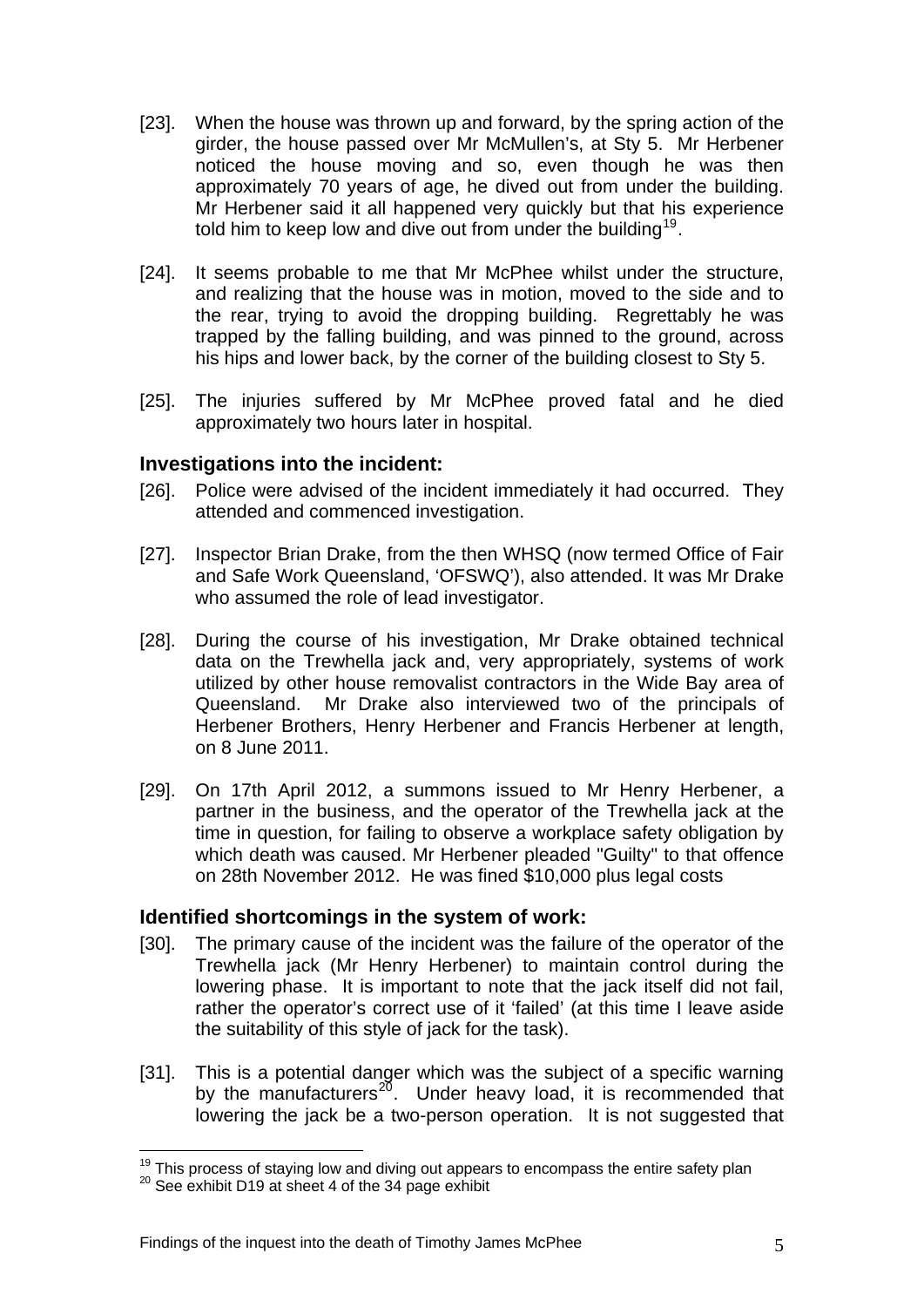[23]. When the house was thrown up and forward, by the spring action of the girder, the house passed over Mr McMullen's, at Sty 5. Mr Herbener noticed the house moving and so, even though he was then approximately 70 years of age, he dived out from under the building. Mr Herbener said it all happened very quickly but that his experience told him to keep low and dive out from under the building[19].

[24]. It seems probable to me that Mr McPhee whilst under the structure, and realizing that the house was in motion, moved to the side and to the rear, trying to avoid the dropping building. Regrettably he was trapped by the falling building, and was pinned to the ground, across his hips and lower back, by the corner of the building closest to Sty 5.

[25]. The injuries suffered by Mr McPhee proved fatal and he died approximately two hours later in hospital.

## Investigations into the incident:

[26]. Police were advised of the incident immediately it had occurred. They attended and commenced investigation.

[27]. Inspector Brian Drake, from the then WHSQ (now termed Office of Fair and Safe Work Queensland, 'OFSWQ'), also attended. It was Mr Drake who assumed the role of lead investigator.

[28]. During the course of his investigation, Mr Drake obtained technical data on the Trewhella jack and, very appropriately, systems of work utilized by other house removalist contractors in the Wide Bay area of Queensland. Mr Drake also interviewed two of the principals of Herbener Brothers, Henry Herbener and Francis Herbener at length, on 8 June 2011.

[29]. On 17th April 2012, a summons issued to Mr Henry Herbener, a partner in the business, and the operator of the Trewhella jack at the time in question, for failing to observe a workplace safety obligation by which death was caused. Mr Herbener pleaded "Guilty" to that offence on 28th November 2012. He was fined $10,000 plus legal costs

## Identified shortcomings in the system of work:

[30]. The primary cause of the incident was the failure of the operator of the Trewhella jack (Mr Henry Herbener) to maintain control during the lowering phase. It is important to note that the jack itself did not fail, rather the operator's correct use of it 'failed' (at this time I leave aside the suitability of this style of jack for the task).

[31]. This is a potential danger which was the subject of a specific warning by the manufacturers[20]. Under heavy load, it is recommended that lowering the jack be a two-person operation. It is not suggested that

---

[19] This process of staying low and diving out appears to encompass the entire safety plan

[20] See exhibit D19 at sheet 4 of the 34 page exhibit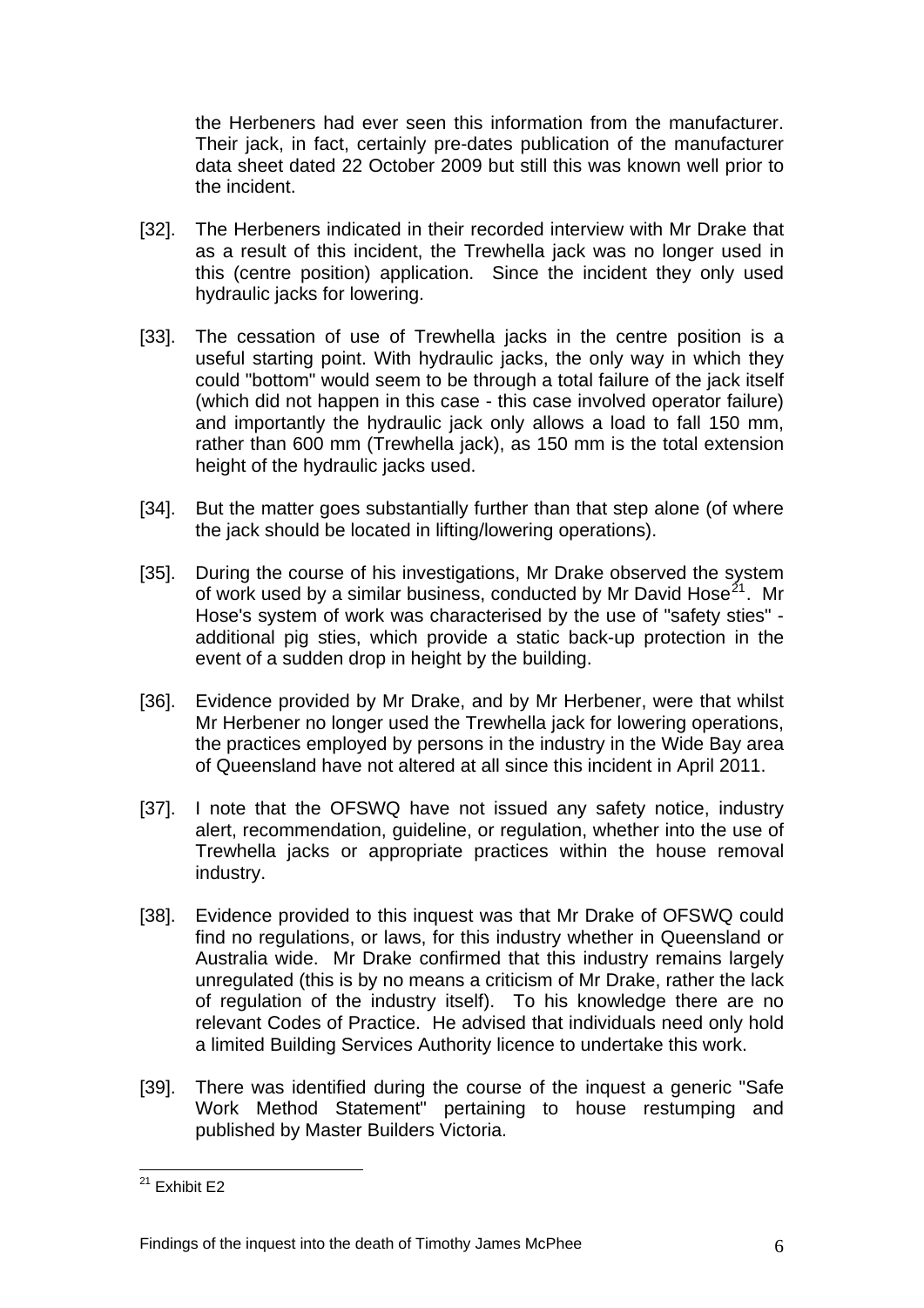the Herbeners had ever seen this information from the manufacturer. Their jack, in fact, certainly pre-dates publication of the manufacturer data sheet dated 22 October 2009 but still this was known well prior to the incident.

[32]. The Herbeners indicated in their recorded interview with Mr Drake that as a result of this incident, the Trewhella jack was no longer used in this (centre position) application. Since the incident they only used hydraulic jacks for lowering.

[33]. The cessation of use of Trewhella jacks in the centre position is a useful starting point. With hydraulic jacks, the only way in which they could "bottom" would seem to be through a total failure of the jack itself (which did not happen in this case - this case involved operator failure) and importantly the hydraulic jack only allows a load to fall 150 mm, rather than 600 mm (Trewhella jack), as 150 mm is the total extension height of the hydraulic jacks used.

[34]. But the matter goes substantially further than that step alone (of where the jack should be located in lifting/lowering operations).

[35]. During the course of his investigations, Mr Drake observed the system of work used by a similar business, conducted by Mr David Hose[21]. Mr Hose's system of work was characterised by the use of "safety sties" - additional pig sties, which provide a static back-up protection in the event of a sudden drop in height by the building.

[36]. Evidence provided by Mr Drake, and by Mr Herbener, were that whilst Mr Herbener no longer used the Trewhella jack for lowering operations, the practices employed by persons in the industry in the Wide Bay area of Queensland have not altered at all since this incident in April 2011.

[37]. I note that the OFSWQ have not issued any safety notice, industry alert, recommendation, guideline, or regulation, whether into the use of Trewhella jacks or appropriate practices within the house removal industry.

[38]. Evidence provided to this inquest was that Mr Drake of OFSWQ could find no regulations, or laws, for this industry whether in Queensland or Australia wide. Mr Drake confirmed that this industry remains largely unregulated (this is by no means a criticism of Mr Drake, rather the lack of regulation of the industry itself). To his knowledge there are no relevant Codes of Practice. He advised that individuals need only hold a limited Building Services Authority licence to undertake this work.

[39]. There was identified during the course of the inquest a generic "Safe Work Method Statement" pertaining to house restumping and published by Master Builders Victoria.

[21] Exhibit E2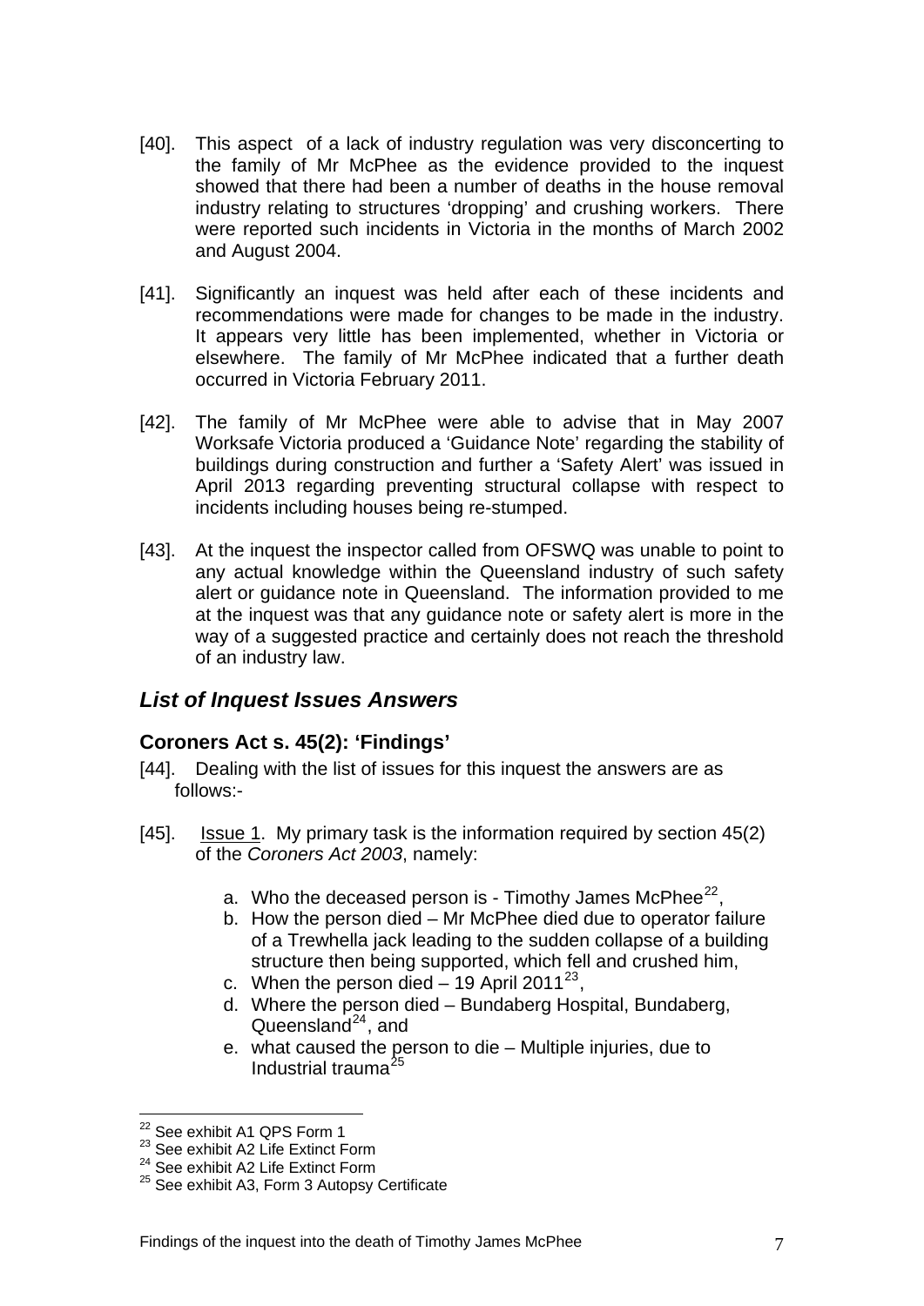[40]. This aspect of a lack of industry regulation was very disconcerting to the family of Mr McPhee as the evidence provided to the inquest showed that there had been a number of deaths in the house removal industry relating to structures 'dropping' and crushing workers. There were reported such incidents in Victoria in the months of March 2002 and August 2004.

[41]. Significantly an inquest was held after each of these incidents and recommendations were made for changes to be made in the industry. It appears very little has been implemented, whether in Victoria or elsewhere. The family of Mr McPhee indicated that a further death occurred in Victoria February 2011.

[42]. The family of Mr McPhee were able to advise that in May 2007 Worksafe Victoria produced a 'Guidance Note' regarding the stability of buildings during construction and further a 'Safety Alert' was issued in April 2013 regarding preventing structural collapse with respect to incidents including houses being re-stumped.

[43]. At the inquest the inspector called from OFSWQ was unable to point to any actual knowledge within the Queensland industry of such safety alert or guidance note in Queensland. The information provided to me at the inquest was that any guidance note or safety alert is more in the way of a suggested practice and certainly does not reach the threshold of an industry law.

## *List of Inquest Issues Answers*

### Coroners Act s. 45(2): 'Findings'

[44]. Dealing with the list of issues for this inquest the answers are as follows:-

[45]. Issue 1. My primary task is the information required by section 45(2) of the *Coroners Act 2003*, namely:

a. Who the deceased person is - Timothy James McPhee[22],
b. How the person died – Mr McPhee died due to operator failure of a Trewhella jack leading to the sudden collapse of a building structure then being supported, which fell and crushed him,
c. When the person died – 19 April 2011[23],
d. Where the person died – Bundaberg Hospital, Bundaberg, Queensland[24], and
e. what caused the person to die – Multiple injuries, due to Industrial trauma[25]

---

[22] See exhibit A1 QPS Form 1
[23] See exhibit A2 Life Extinct Form
[24] See exhibit A2 Life Extinct Form
[25] See exhibit A3, Form 3 Autopsy Certificate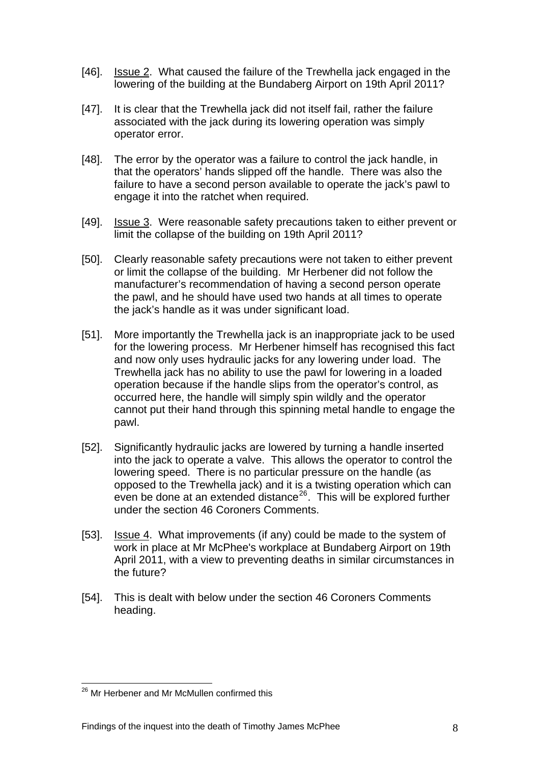[46]. Issue 2. What caused the failure of the Trewhella jack engaged in the lowering of the building at the Bundaberg Airport on 19th April 2011?

[47]. It is clear that the Trewhella jack did not itself fail, rather the failure associated with the jack during its lowering operation was simply operator error.

[48]. The error by the operator was a failure to control the jack handle, in that the operators' hands slipped off the handle. There was also the failure to have a second person available to operate the jack's pawl to engage it into the ratchet when required.

[49]. Issue 3. Were reasonable safety precautions taken to either prevent or limit the collapse of the building on 19th April 2011?

[50]. Clearly reasonable safety precautions were not taken to either prevent or limit the collapse of the building. Mr Herbener did not follow the manufacturer's recommendation of having a second person operate the pawl, and he should have used two hands at all times to operate the jack's handle as it was under significant load.

[51]. More importantly the Trewhella jack is an inappropriate jack to be used for the lowering process. Mr Herbener himself has recognised this fact and now only uses hydraulic jacks for any lowering under load. The Trewhella jack has no ability to use the pawl for lowering in a loaded operation because if the handle slips from the operator's control, as occurred here, the handle will simply spin wildly and the operator cannot put their hand through this spinning metal handle to engage the pawl.

[52]. Significantly hydraulic jacks are lowered by turning a handle inserted into the jack to operate a valve. This allows the operator to control the lowering speed. There is no particular pressure on the handle (as opposed to the Trewhella jack) and it is a twisting operation which can even be done at an extended distance[26]. This will be explored further under the section 46 Coroners Comments.

[53]. Issue 4. What improvements (if any) could be made to the system of work in place at Mr McPhee's workplace at Bundaberg Airport on 19th April 2011, with a view to preventing deaths in similar circumstances in the future?

[54]. This is dealt with below under the section 46 Coroners Comments heading.

---

[26] Mr Herbener and Mr McMullen confirmed this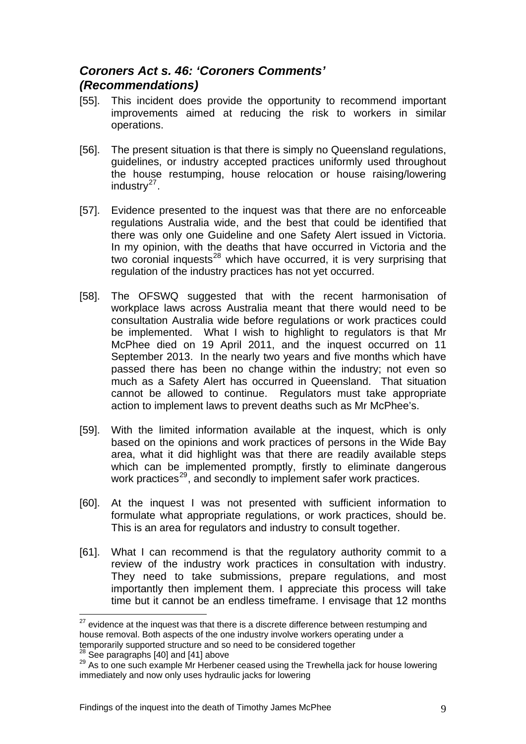## *Coroners Act s. 46: 'Coroners Comments' (Recommendations)*

[55]. This incident does provide the opportunity to recommend important improvements aimed at reducing the risk to workers in similar operations.

[56]. The present situation is that there is simply no Queensland regulations, guidelines, or industry accepted practices uniformly used throughout the house restumping, house relocation or house raising/lowering industry[27].

[57]. Evidence presented to the inquest was that there are no enforceable regulations Australia wide, and the best that could be identified that there was only one Guideline and one Safety Alert issued in Victoria. In my opinion, with the deaths that have occurred in Victoria and the two coronial inquests[28] which have occurred, it is very surprising that regulation of the industry practices has not yet occurred.

[58]. The OFSWQ suggested that with the recent harmonisation of workplace laws across Australia meant that there would need to be consultation Australia wide before regulations or work practices could be implemented. What I wish to highlight to regulators is that Mr McPhee died on 19 April 2011, and the inquest occurred on 11 September 2013. In the nearly two years and five months which have passed there has been no change within the industry; not even so much as a Safety Alert has occurred in Queensland. That situation cannot be allowed to continue. Regulators must take appropriate action to implement laws to prevent deaths such as Mr McPhee's.

[59]. With the limited information available at the inquest, which is only based on the opinions and work practices of persons in the Wide Bay area, what it did highlight was that there are readily available steps which can be implemented promptly, firstly to eliminate dangerous work practices[29], and secondly to implement safer work practices.

[60]. At the inquest I was not presented with sufficient information to formulate what appropriate regulations, or work practices, should be. This is an area for regulators and industry to consult together.

[61]. What I can recommend is that the regulatory authority commit to a review of the industry work practices in consultation with industry. They need to take submissions, prepare regulations, and most importantly then implement them. I appreciate this process will take time but it cannot be an endless timeframe. I envisage that 12 months

---

[27] evidence at the inquest was that there is a discrete difference between restumping and house removal. Both aspects of the one industry involve workers operating under a temporarily supported structure and so need to be considered together

[28] See paragraphs [40] and [41] above

[29] As to one such example Mr Herbener ceased using the Trewhella jack for house lowering immediately and now only uses hydraulic jacks for lowering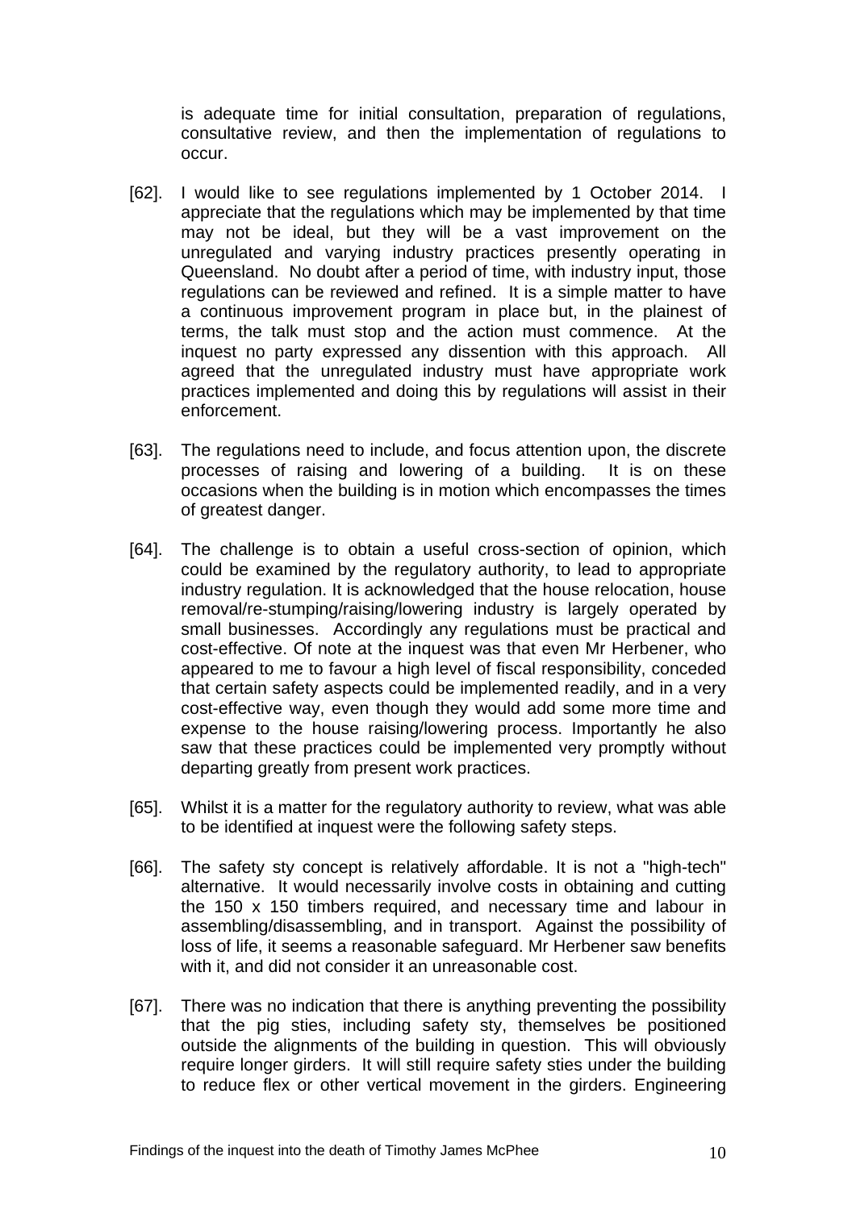is adequate time for initial consultation, preparation of regulations, consultative review, and then the implementation of regulations to occur.

[62]. I would like to see regulations implemented by 1 October 2014. I appreciate that the regulations which may be implemented by that time may not be ideal, but they will be a vast improvement on the unregulated and varying industry practices presently operating in Queensland. No doubt after a period of time, with industry input, those regulations can be reviewed and refined. It is a simple matter to have a continuous improvement program in place but, in the plainest of terms, the talk must stop and the action must commence. At the inquest no party expressed any dissention with this approach. All agreed that the unregulated industry must have appropriate work practices implemented and doing this by regulations will assist in their enforcement.

[63]. The regulations need to include, and focus attention upon, the discrete processes of raising and lowering of a building. It is on these occasions when the building is in motion which encompasses the times of greatest danger.

[64]. The challenge is to obtain a useful cross-section of opinion, which could be examined by the regulatory authority, to lead to appropriate industry regulation. It is acknowledged that the house relocation, house removal/re-stumping/raising/lowering industry is largely operated by small businesses. Accordingly any regulations must be practical and cost-effective. Of note at the inquest was that even Mr Herbener, who appeared to me to favour a high level of fiscal responsibility, conceded that certain safety aspects could be implemented readily, and in a very cost-effective way, even though they would add some more time and expense to the house raising/lowering process. Importantly he also saw that these practices could be implemented very promptly without departing greatly from present work practices.

[65]. Whilst it is a matter for the regulatory authority to review, what was able to be identified at inquest were the following safety steps.

[66]. The safety sty concept is relatively affordable. It is not a "high-tech" alternative. It would necessarily involve costs in obtaining and cutting the 150 x 150 timbers required, and necessary time and labour in assembling/disassembling, and in transport. Against the possibility of loss of life, it seems a reasonable safeguard. Mr Herbener saw benefits with it, and did not consider it an unreasonable cost.

[67]. There was no indication that there is anything preventing the possibility that the pig sties, including safety sty, themselves be positioned outside the alignments of the building in question. This will obviously require longer girders. It will still require safety sties under the building to reduce flex or other vertical movement in the girders. Engineering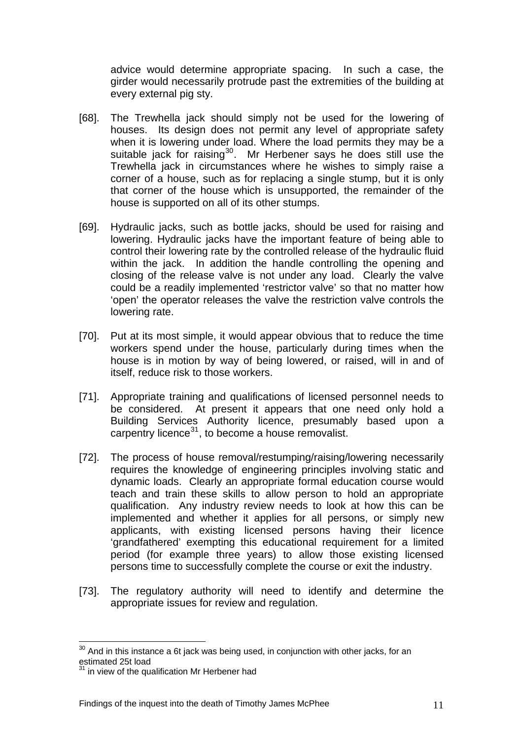advice would determine appropriate spacing. In such a case, the girder would necessarily protrude past the extremities of the building at every external pig sty.

[68]. The Trewhella jack should simply not be used for the lowering of houses. Its design does not permit any level of appropriate safety when it is lowering under load. Where the load permits they may be a suitable jack for raising[30]. Mr Herbener says he does still use the Trewhella jack in circumstances where he wishes to simply raise a corner of a house, such as for replacing a single stump, but it is only that corner of the house which is unsupported, the remainder of the house is supported on all of its other stumps.

[69]. Hydraulic jacks, such as bottle jacks, should be used for raising and lowering. Hydraulic jacks have the important feature of being able to control their lowering rate by the controlled release of the hydraulic fluid within the jack. In addition the handle controlling the opening and closing of the release valve is not under any load. Clearly the valve could be a readily implemented 'restrictor valve' so that no matter how 'open' the operator releases the valve the restriction valve controls the lowering rate.

[70]. Put at its most simple, it would appear obvious that to reduce the time workers spend under the house, particularly during times when the house is in motion by way of being lowered, or raised, will in and of itself, reduce risk to those workers.

[71]. Appropriate training and qualifications of licensed personnel needs to be considered. At present it appears that one need only hold a Building Services Authority licence, presumably based upon a carpentry licence[31], to become a house removalist.

[72]. The process of house removal/restumping/raising/lowering necessarily requires the knowledge of engineering principles involving static and dynamic loads. Clearly an appropriate formal education course would teach and train these skills to allow person to hold an appropriate qualification. Any industry review needs to look at how this can be implemented and whether it applies for all persons, or simply new applicants, with existing licensed persons having their licence 'grandfathered' exempting this educational requirement for a limited period (for example three years) to allow those existing licensed persons time to successfully complete the course or exit the industry.

[73]. The regulatory authority will need to identify and determine the appropriate issues for review and regulation.

---

[30] And in this instance a 6t jack was being used, in conjunction with other jacks, for an estimated 25t load

[31] in view of the qualification Mr Herbener had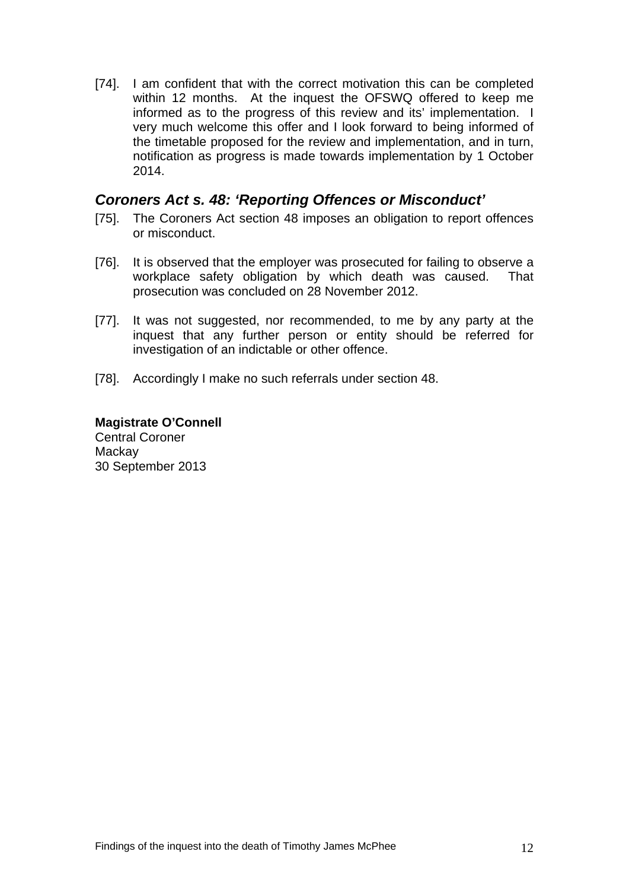[74]. I am confident that with the correct motivation this can be completed within 12 months. At the inquest the OFSWQ offered to keep me informed as to the progress of this review and its' implementation. I very much welcome this offer and I look forward to being informed of the timetable proposed for the review and implementation, and in turn, notification as progress is made towards implementation by 1 October 2014.

## *Coroners Act s. 48: 'Reporting Offences or Misconduct'*

[75]. The Coroners Act section 48 imposes an obligation to report offences or misconduct.

[76]. It is observed that the employer was prosecuted for failing to observe a workplace safety obligation by which death was caused. That prosecution was concluded on 28 November 2012.

[77]. It was not suggested, nor recommended, to me by any party at the inquest that any further person or entity should be referred for investigation of an indictable or other offence.

[78]. Accordingly I make no such referrals under section 48.

**Magistrate O'Connell**
Central Coroner
Mackay
30 September 2013